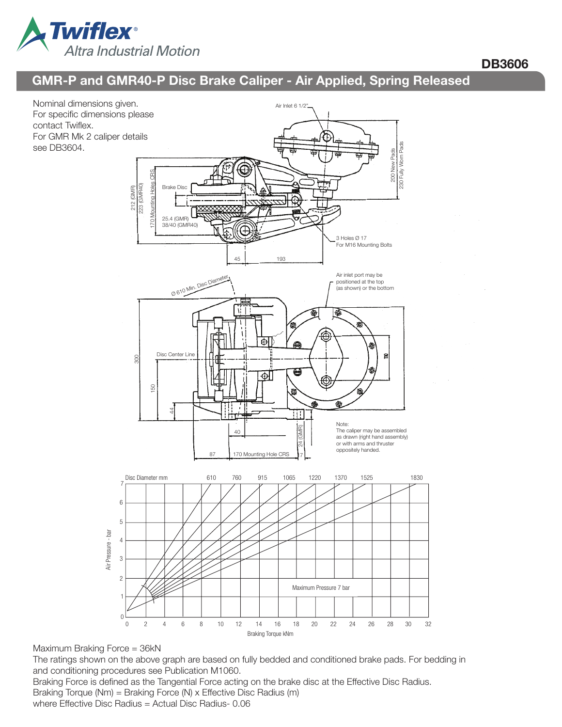Twiflex®
Altra Industrial Motion

DB3606

## GMR-P and GMR40-P Disc Brake Caliper - Air Applied, Spring Released

Nominal dimensions given.
For specific dimensions please contact Twiflex.
For GMR Mk 2 caliper details see DB3604.

Air Inlet 6 1/2"

200 New Pads
230 Fully Worn Pads

212 (GMR)
223 (GMR40)
170 Mounting Holes CRS

Brake Disc

25.4 (GMR)
38/40 (GMR40)

3 Holes Ø 17
For M16 Mounting Bolts

45 193

Ø 610 Min. Disc Diameter

Air inlet port may be positioned at the top (as shown) or the bottom

Disc Center Line

300 150 44 110

40 24 (GMR)

87 170 Mounting Hole CRS 17

Note:
The caliper may be assembled as drawn (right hand assembly) or with arms and thruster oppositely handed.

Disc Diameter mm: 610, 760, 915, 1065, 1220, 1370, 1525, 1830

Air Pressure - bar (0–7)

Braking Torque kNm (0–32)

Maximum Pressure 7 bar

Maximum Braking Force = 36kN

The ratings shown on the above graph are based on fully bedded and conditioned brake pads. For bedding in and conditioning procedures see Publication M1060.

Braking Force is defined as the Tangential Force acting on the brake disc at the Effective Disc Radius.

Braking Torque (Nm) = Braking Force (N) x Effective Disc Radius (m)

where Effective Disc Radius = Actual Disc Radius- 0.06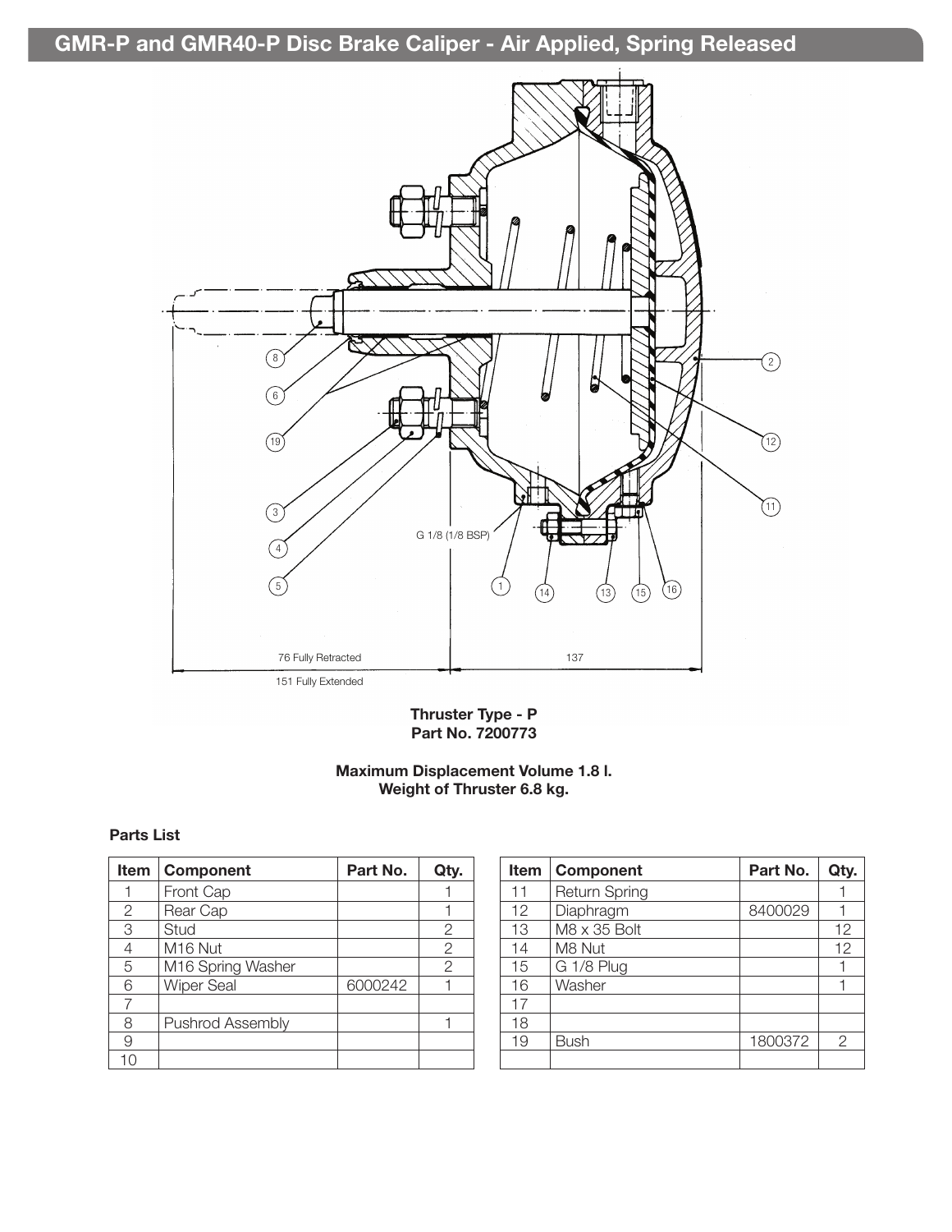## GMR-P and GMR40-P Disc Brake Caliper - Air Applied, Spring Released

G 1/8 (1/8 BSP)

76 Fully Retracted

137

151 Fully Extended

**Thruster Type - P**
**Part No. 7200773**

**Maximum Displacement Volume 1.8 l.**
**Weight of Thruster 6.8 kg.**

**Parts List**

| Item | Component | Part No. | Qty. |
|---|---|---|---|
| 1 | Front Cap | | 1 |
| 2 | Rear Cap | | 1 |
| 3 | Stud | | 2 |
| 4 | M16 Nut | | 2 |
| 5 | M16 Spring Washer | | 2 |
| 6 | Wiper Seal | 6000242 | 1 |
| 7 | | | |
| 8 | Pushrod Assembly | | 1 |
| 9 | | | |
| 10 | | | |

| Item | Component | Part No. | Qty. |
|---|---|---|---|
| 11 | Return Spring | | 1 |
| 12 | Diaphragm | 8400029 | 1 |
| 13 | M8 x 35 Bolt | | 12 |
| 14 | M8 Nut | | 12 |
| 15 | G 1/8 Plug | | 1 |
| 16 | Washer | | 1 |
| 17 | | | |
| 18 | | | |
| 19 | Bush | 1800372 | 2 |
| | | | |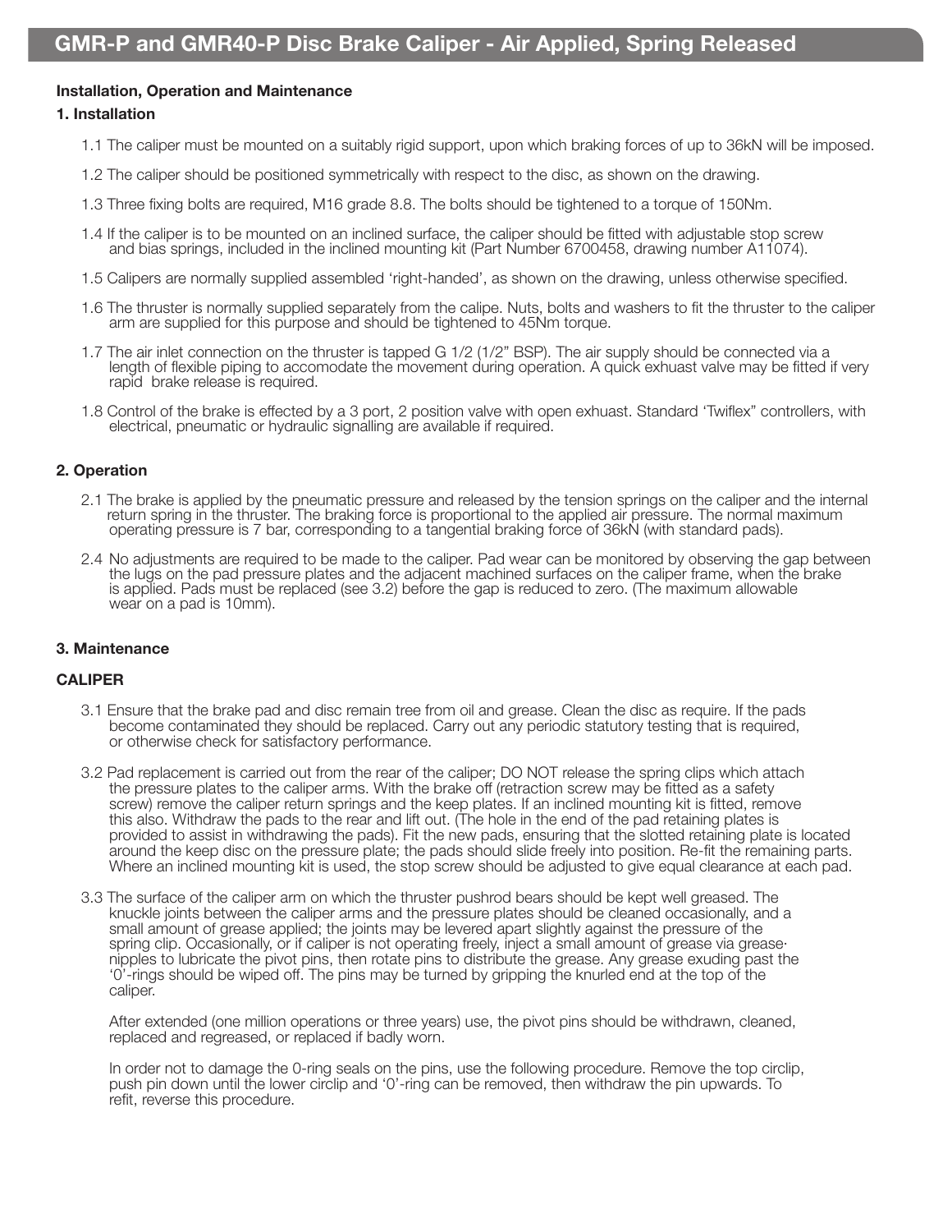# GMR-P and GMR40-P Disc Brake Caliper - Air Applied, Spring Released

**Installation, Operation and Maintenance**

**1. Installation**

1.1 The caliper must be mounted on a suitably rigid support, upon which braking forces of up to 36kN will be imposed.

1.2 The caliper should be positioned symmetrically with respect to the disc, as shown on the drawing.

1.3 Three fixing bolts are required, M16 grade 8.8. The bolts should be tightened to a torque of 150Nm.

1.4 If the caliper is to be mounted on an inclined surface, the caliper should be fitted with adjustable stop screw and bias springs, included in the inclined mounting kit (Part Number 6700458, drawing number A11074).

1.5 Calipers are normally supplied assembled 'right-handed', as shown on the drawing, unless otherwise specified.

1.6 The thruster is normally supplied separately from the calipe. Nuts, bolts and washers to fit the thruster to the caliper arm are supplied for this purpose and should be tightened to 45Nm torque.

1.7 The air inlet connection on the thruster is tapped G 1/2 (1/2" BSP). The air supply should be connected via a length of flexible piping to accomodate the movement during operation. A quick exhuast valve may be fitted if very rapid brake release is required.

1.8 Control of the brake is effected by a 3 port, 2 position valve with open exhuast. Standard 'Twiflex" controllers, with electrical, pneumatic or hydraulic signalling are available if required.

**2. Operation**

2.1 The brake is applied by the pneumatic pressure and released by the tension springs on the caliper and the internal return spring in the thruster. The braking force is proportional to the applied air pressure. The normal maximum operating pressure is 7 bar, corresponding to a tangential braking force of 36kN (with standard pads).

2.4 No adjustments are required to be made to the caliper. Pad wear can be monitored by observing the gap between the lugs on the pad pressure plates and the adjacent machined surfaces on the caliper frame, when the brake is applied. Pads must be replaced (see 3.2) before the gap is reduced to zero. (The maximum allowable wear on a pad is 10mm).

**3. Maintenance**

**CALIPER**

3.1 Ensure that the brake pad and disc remain tree from oil and grease. Clean the disc as require. If the pads become contaminated they should be replaced. Carry out any periodic statutory testing that is required, or otherwise check for satisfactory performance.

3.2 Pad replacement is carried out from the rear of the caliper; DO NOT release the spring clips which attach the pressure plates to the caliper arms. With the brake off (retraction screw may be fitted as a safety screw) remove the caliper return springs and the keep plates. If an inclined mounting kit is fitted, remove this also. Withdraw the pads to the rear and lift out. (The hole in the end of the pad retaining plates is provided to assist in withdrawing the pads). Fit the new pads, ensuring that the slotted retaining plate is located around the keep disc on the pressure plate; the pads should slide freely into position. Re-fit the remaining parts. Where an inclined mounting kit is used, the stop screw should be adjusted to give equal clearance at each pad.

3.3 The surface of the caliper arm on which the thruster pushrod bears should be kept well greased. The knuckle joints between the caliper arms and the pressure plates should be cleaned occasionally, and a small amount of grease applied; the joints may be levered apart slightly against the pressure of the spring clip. Occasionally, or if caliper is not operating freely, inject a small amount of grease via grease· nipples to lubricate the pivot pins, then rotate pins to distribute the grease. Any grease exuding past the '0'-rings should be wiped off. The pins may be turned by gripping the knurled end at the top of the caliper.

After extended (one million operations or three years) use, the pivot pins should be withdrawn, cleaned, replaced and regreased, or replaced if badly worn.

In order not to damage the 0-ring seals on the pins, use the following procedure. Remove the top circlip, push pin down until the lower circlip and '0'-ring can be removed, then withdraw the pin upwards. To refit, reverse this procedure.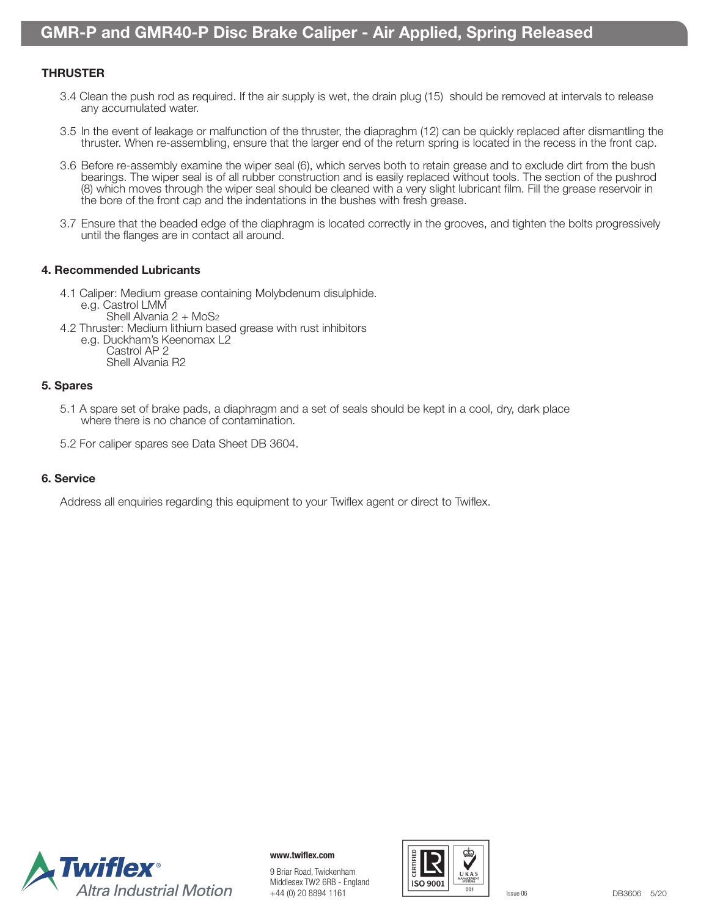## GMR-P and GMR40-P Disc Brake Caliper - Air Applied, Spring Released

### THRUSTER

3.4 Clean the push rod as required. If the air supply is wet, the drain plug (15) should be removed at intervals to release any accumulated water.

3.5 In the event of leakage or malfunction of the thruster, the diapraghm (12) can be quickly replaced after dismantling the thruster. When re-assembling, ensure that the larger end of the return spring is located in the recess in the front cap.

3.6 Before re-assembly examine the wiper seal (6), which serves both to retain grease and to exclude dirt from the bush bearings. The wiper seal is of all rubber construction and is easily replaced without tools. The section of the pushrod (8) which moves through the wiper seal should be cleaned with a very slight lubricant film. Fill the grease reservoir in the bore of the front cap and the indentations in the bushes with fresh grease.

3.7 Ensure that the beaded edge of the diaphragm is located correctly in the grooves, and tighten the bolts progressively until the flanges are in contact all around.

### 4. Recommended Lubricants

4.1 Caliper: Medium grease containing Molybdenum disulphide.
e.g. Castrol LMM
Shell Alvania 2 + $MoS_2$

4.2 Thruster: Medium lithium based grease with rust inhibitors
e.g. Duckham's Keenomax L2
Castrol AP 2
Shell Alvania R2

### 5. Spares

5.1 A spare set of brake pads, a diaphragm and a set of seals should be kept in a cool, dry, dark place where there is no chance of contamination.

5.2 For caliper spares see Data Sheet DB 3604.

### 6. Service

Address all enquiries regarding this equipment to your Twiflex agent or direct to Twiflex.

Twiflex Altra Industrial Motion

www.twiflex.com
9 Briar Road, Twickenham
Middlesex TW2 6RB - England
+44 (0) 20 8894 1161

Issue 06 DB3606 5/20